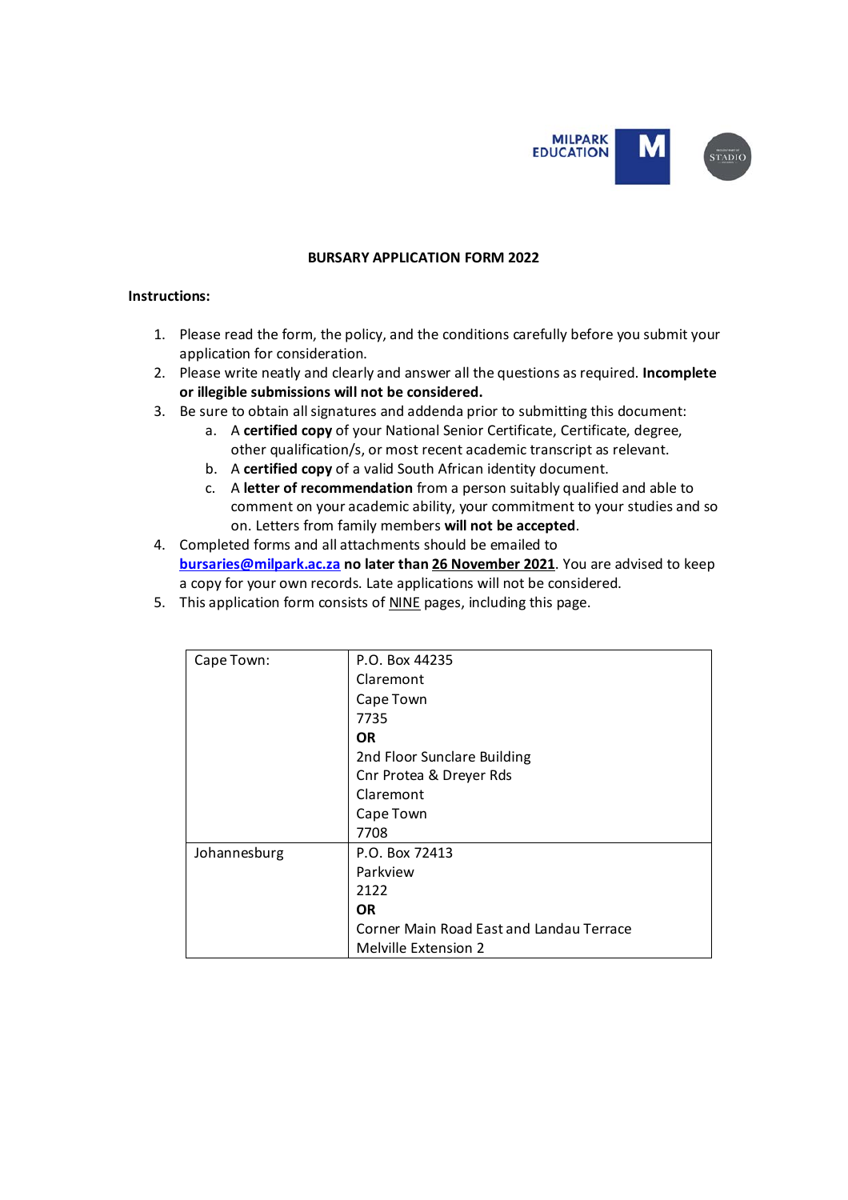MILPARK EDUCATION

# BURSARY APPLICATION FORM 2022

**Instructions:**

1. Please read the form, the policy, and the conditions carefully before you submit your application for consideration.
2. Please write neatly and clearly and answer all the questions as required. **Incomplete or illegible submissions will not be considered.**
3. Be sure to obtain all signatures and addenda prior to submitting this document:
   a. A **certified copy** of your National Senior Certificate, Certificate, degree, other qualification/s, or most recent academic transcript as relevant.
   b. A **certified copy** of a valid South African identity document.
   c. A **letter of recommendation** from a person suitably qualified and able to comment on your academic ability, your commitment to your studies and so on. Letters from family members **will not be accepted**.
4. Completed forms and all attachments should be emailed to **bursaries@milpark.ac.za** **no later than** **26 November 2021**. You are advised to keep a copy for your own records. Late applications will not be considered.
5. This application form consists of NINE pages, including this page.

| | |
|---|---|
| Cape Town: | P.O. Box 44235<br>Claremont<br>Cape Town<br>7735<br>**OR**<br>2nd Floor Sunclare Building<br>Cnr Protea & Dreyer Rds<br>Claremont<br>Cape Town<br>7708 |
| Johannesburg | P.O. Box 72413<br>Parkview<br>2122<br>**OR**<br>Corner Main Road East and Landau Terrace<br>Melville Extension 2 |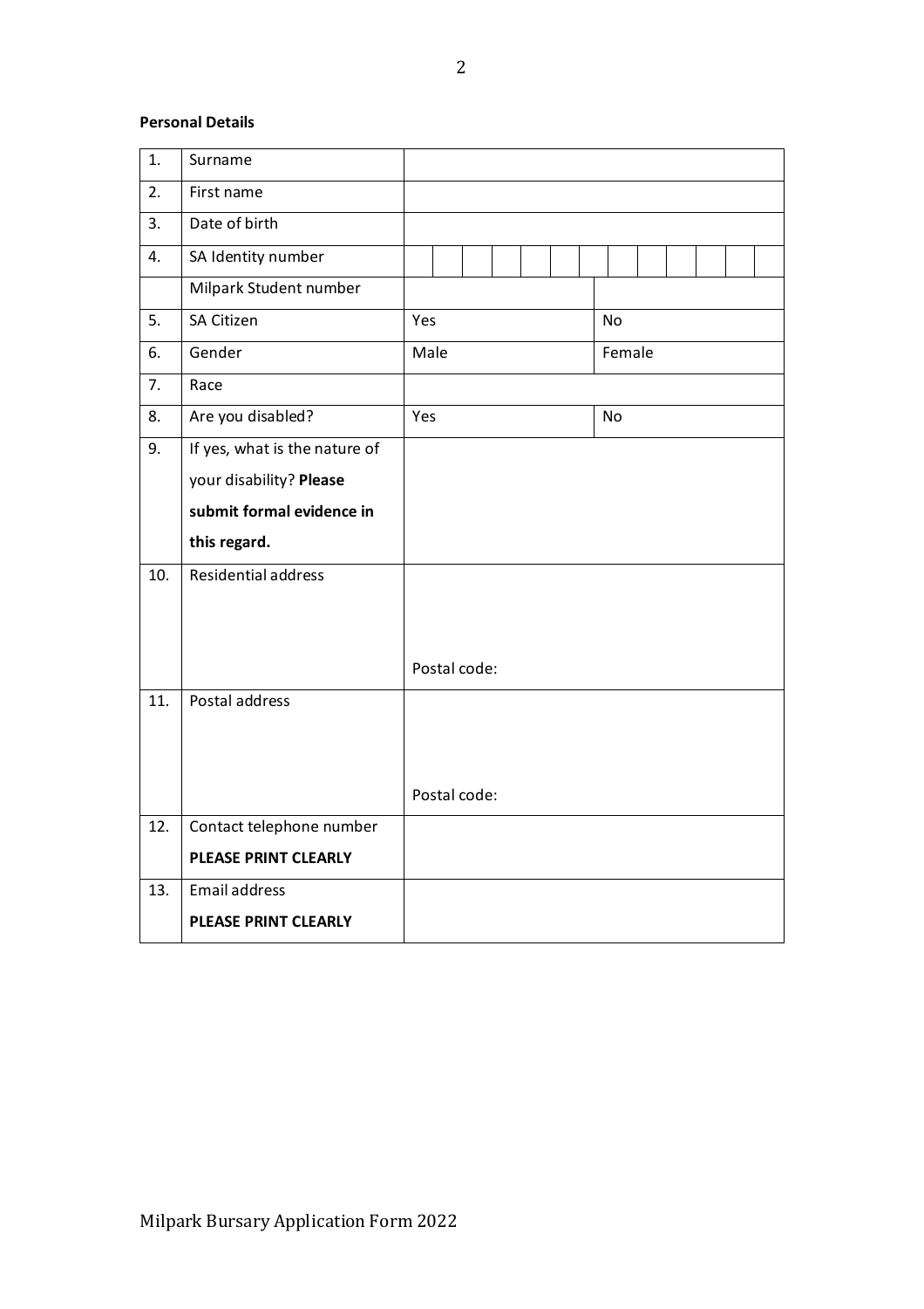**Personal Details**

| | | | |
|---|---|---|---|
| 1. | Surname | | |
| 2. | First name | | |
| 3. | Date of birth | | |
| 4. | SA Identity number | | |
| | Milpark Student number | | |
| 5. | SA Citizen | Yes | No |
| 6. | Gender | Male | Female |
| 7. | Race | | |
| 8. | Are you disabled? | Yes | No |
| 9. | If yes, what is the nature of your disability? **Please submit formal evidence in this regard.** | | |
| 10. | Residential address | Postal code: | |
| 11. | Postal address | Postal code: | |
| 12. | Contact telephone number **PLEASE PRINT CLEARLY** | | |
| 13. | Email address **PLEASE PRINT CLEARLY** | | |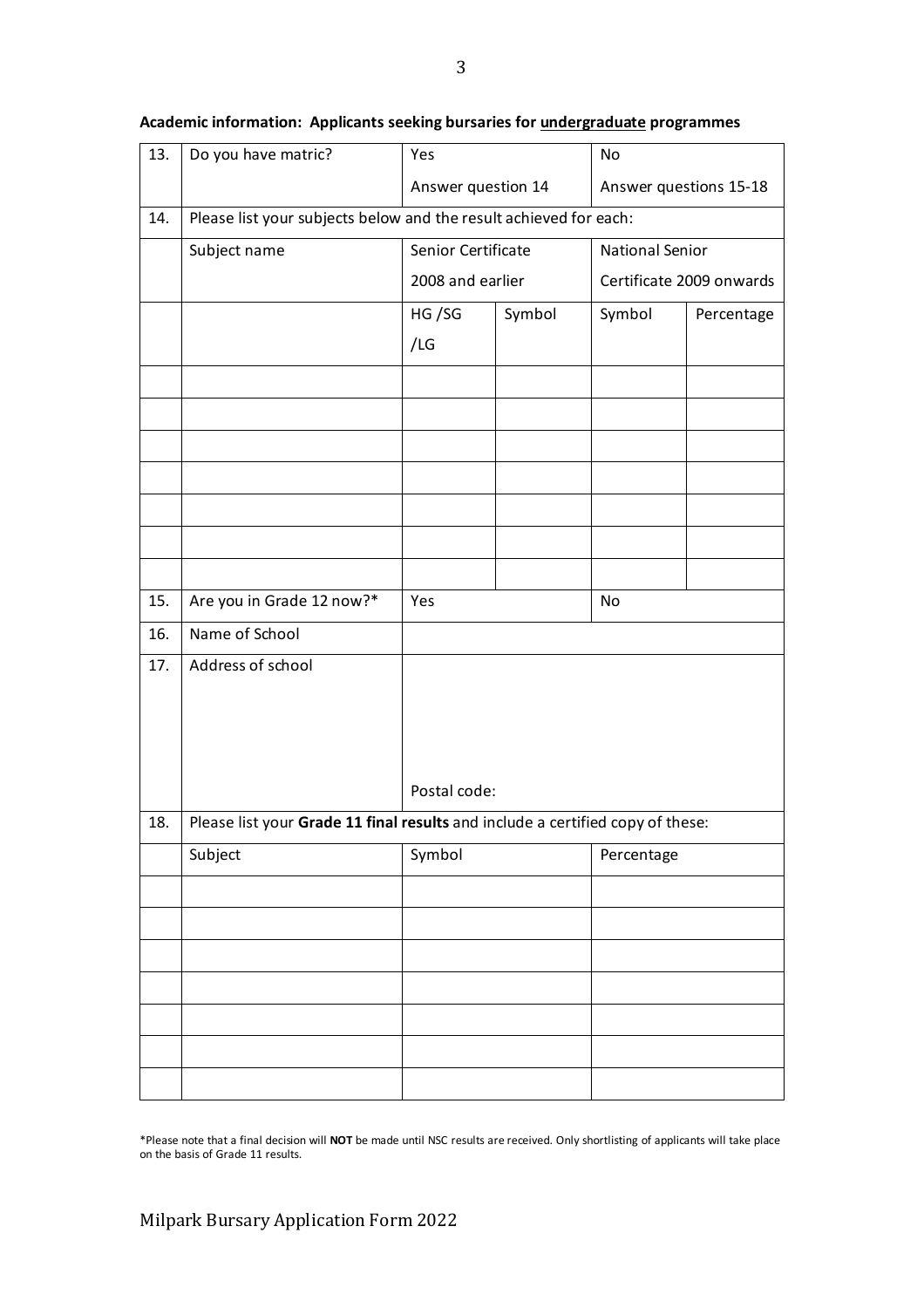**Academic information: Applicants seeking bursaries for <u>undergraduate</u> programmes**

| | | | | | |
|---|---|---|---|---|---|
| 13. | Do you have matric? | Yes<br>Answer question 14 | | No<br>Answer questions 15-18 | |
| 14. | Please list your subjects below and the result achieved for each: | | | | |
| | Subject name | Senior Certificate 2008 and earlier | | National Senior Certificate 2009 onwards | |
| | | HG /SG /LG | Symbol | Symbol | Percentage |
| | | | | | |
| | | | | | |
| | | | | | |
| | | | | | |
| | | | | | |
| | | | | | |
| | | | | | |
| 15. | Are you in Grade 12 now?* | Yes | | No | |
| 16. | Name of School | | | | |
| 17. | Address of school<br><br><br><br> | Postal code: | | | |
| 18. | Please list your **Grade 11 final results** and include a certified copy of these: | | | | |
| | Subject | Symbol | | Percentage | |
| | | | | | |
| | | | | | |
| | | | | | |
| | | | | | |
| | | | | | |
| | | | | | |
| | | | | | |

*Please note that a final decision will **NOT** be made until NSC results are received. Only shortlisting of applicants will take place on the basis of Grade 11 results.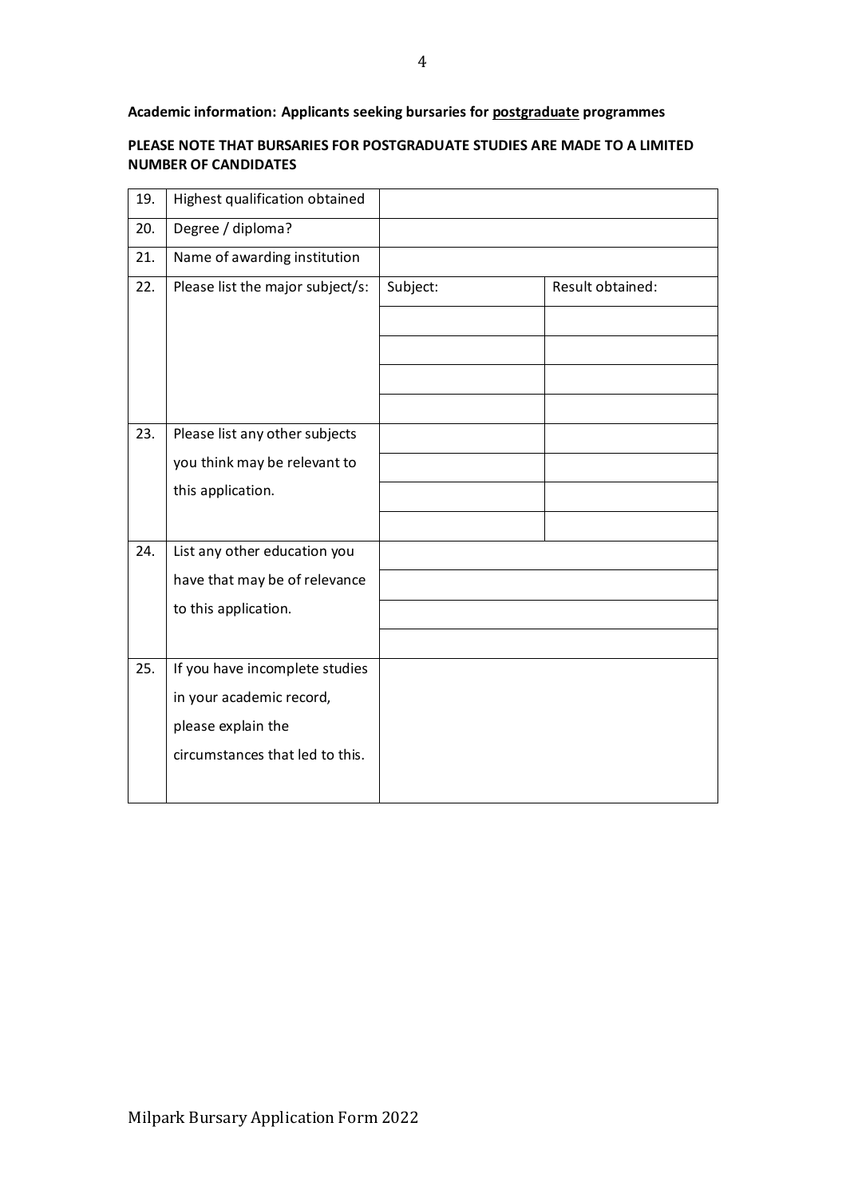**Academic information: Applicants seeking bursaries for postgraduate programmes**

**PLEASE NOTE THAT BURSARIES FOR POSTGRADUATE STUDIES ARE MADE TO A LIMITED NUMBER OF CANDIDATES**

| | | | |
|---|---|---|---|
| 19. | Highest qualification obtained | | |
| 20. | Degree / diploma? | | |
| 21. | Name of awarding institution | | |
| 22. | Please list the major subject/s: | Subject: | Result obtained: |
| | | | |
| | | | |
| | | | |
| | | | |
| 23. | Please list any other subjects you think may be relevant to this application. | | |
| | | | |
| | | | |
| | | | |
| 24. | List any other education you have that may be of relevance to this application. | | |
| | | | |
| | | | |
| | | | |
| 25. | If you have incomplete studies in your academic record, please explain the circumstances that led to this. | | |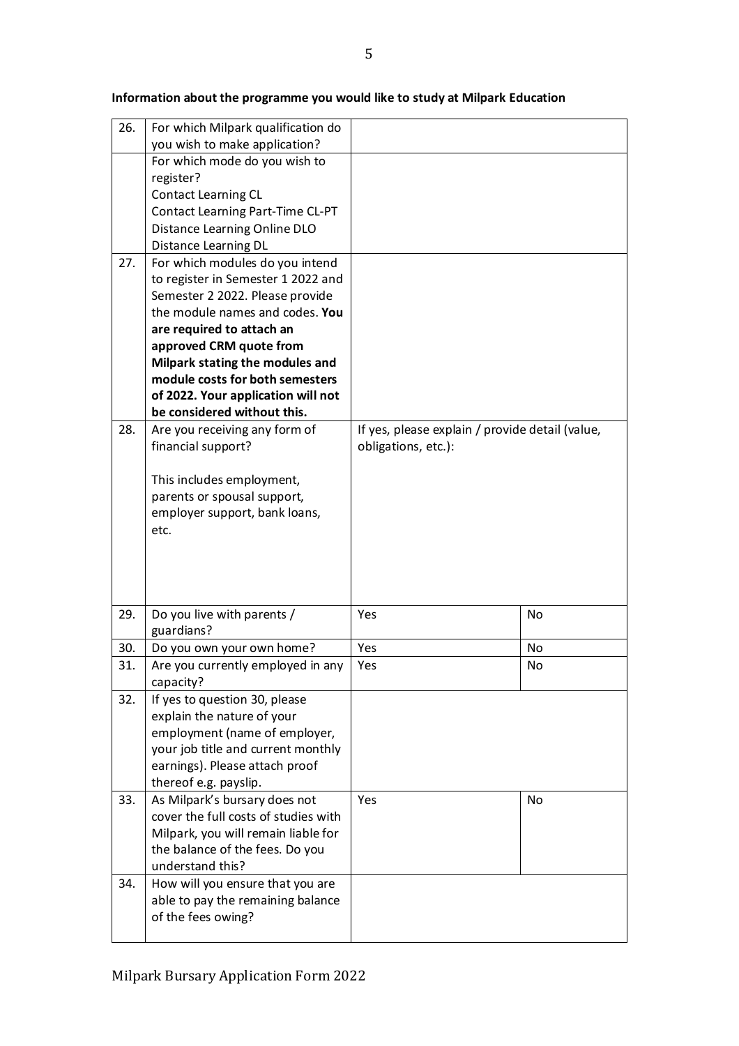**Information about the programme you would like to study at Milpark Education**

| | | | |
|---|---|---|---|
| 26. | For which Milpark qualification do you wish to make application? | | |
| | For which mode do you wish to register?<br>Contact Learning CL<br>Contact Learning Part-Time CL-PT<br>Distance Learning Online DLO<br>Distance Learning DL | | |
| 27. | For which modules do you intend to register in Semester 1 2022 and Semester 2 2022. Please provide the module names and codes. **You are required to attach an approved CRM quote from Milpark stating the modules and module costs for both semesters of 2022. Your application will not be considered without this.** | | |
| 28. | Are you receiving any form of financial support?<br><br>This includes employment, parents or spousal support, employer support, bank loans, etc. | If yes, please explain / provide detail (value, obligations, etc.): | |
| 29. | Do you live with parents / guardians? | Yes | No |
| 30. | Do you own your own home? | Yes | No |
| 31. | Are you currently employed in any capacity? | Yes | No |
| 32. | If yes to question 30, please explain the nature of your employment (name of employer, your job title and current monthly earnings). Please attach proof thereof e.g. payslip. | | |
| 33. | As Milpark's bursary does not cover the full costs of studies with Milpark, you will remain liable for the balance of the fees. Do you understand this? | Yes | No |
| 34. | How will you ensure that you are able to pay the remaining balance of the fees owing? | | |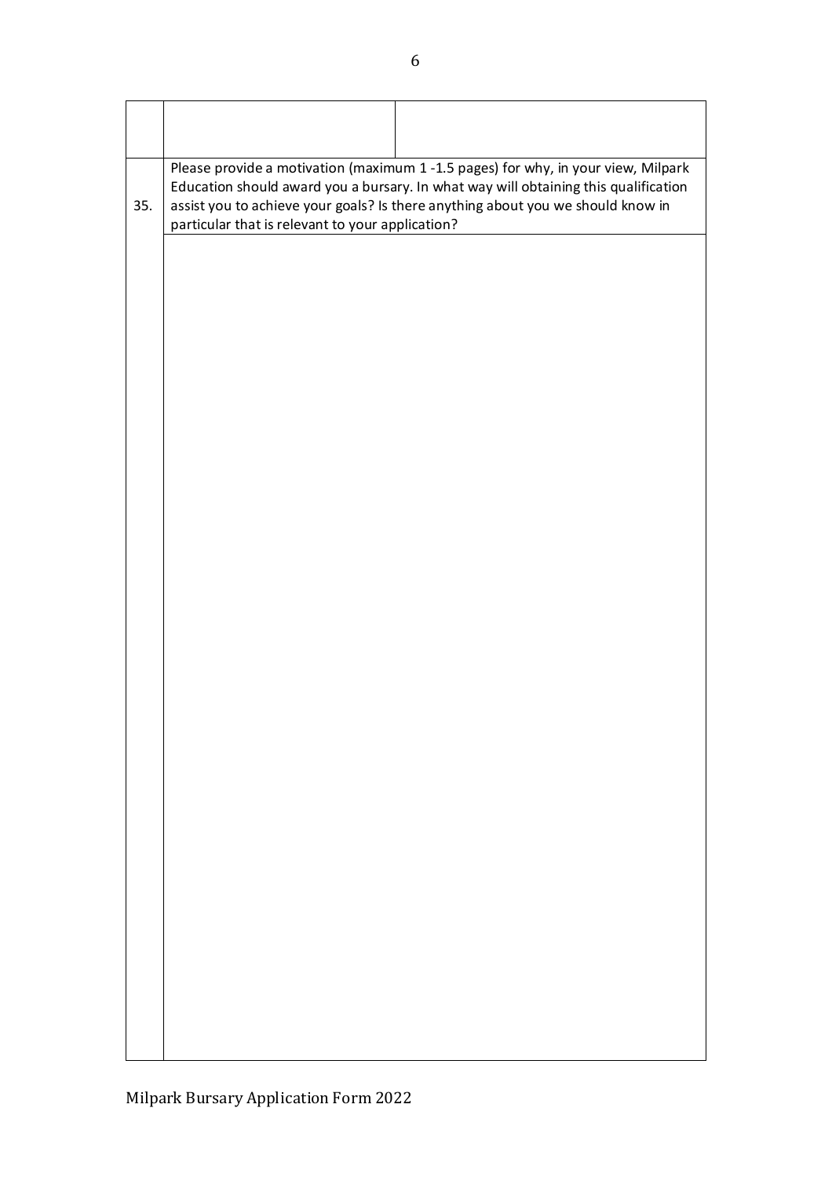| | | |
|---|---|---|
| | | |
| 35. | Please provide a motivation (maximum 1 -1.5 pages) for why, in your view, Milpark Education should award you a bursary. In what way will obtaining this qualification assist you to achieve your goals? Is there anything about you we should know in particular that is relevant to your application? | |
| | | |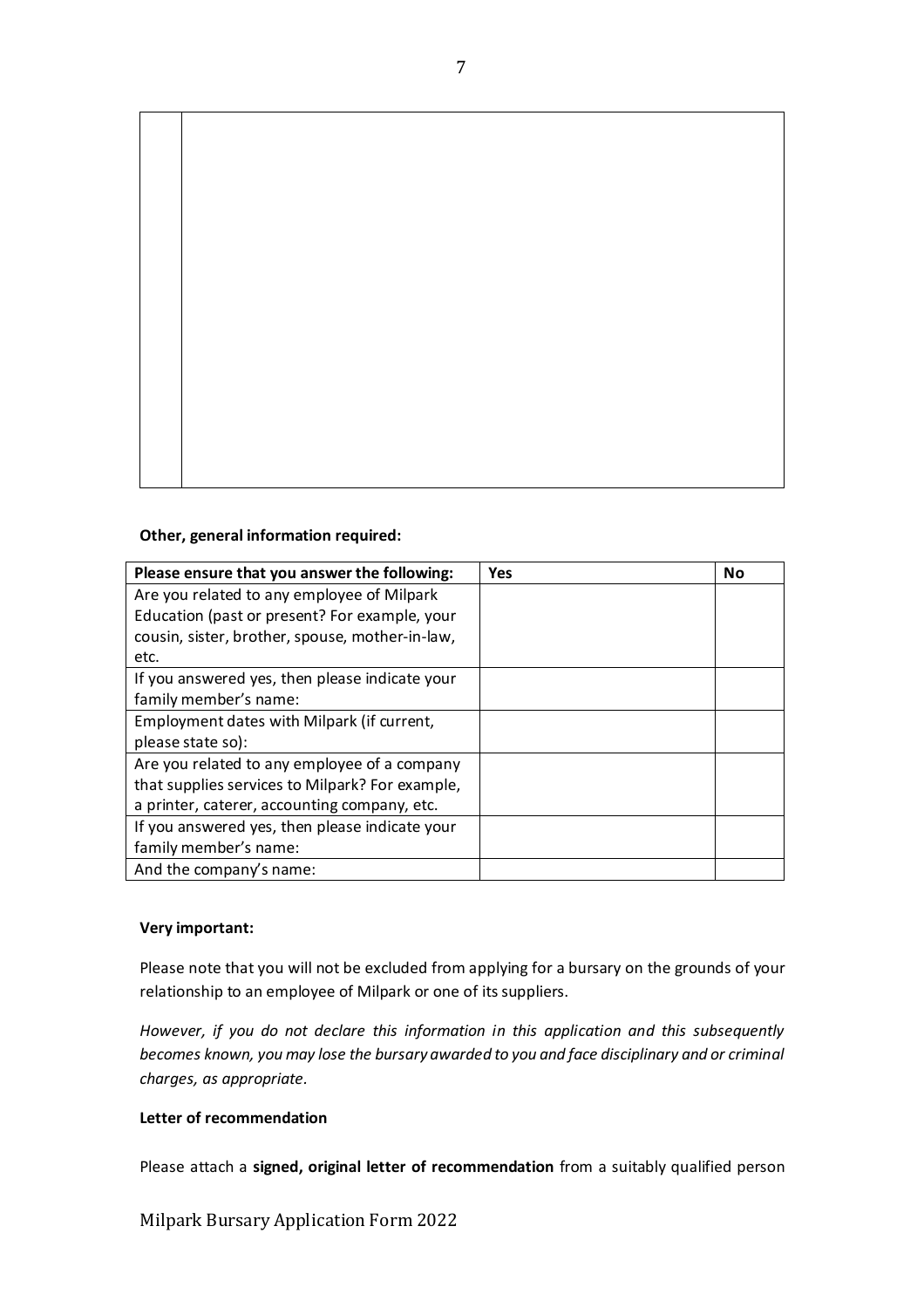| | |
|---|---|
| | |

**Other, general information required:**

| Please ensure that you answer the following: | Yes | No |
|---|---|---|
| Are you related to any employee of Milpark Education (past or present? For example, your cousin, sister, brother, spouse, mother-in-law, etc. | | |
| If you answered yes, then please indicate your family member's name: | | |
| Employment dates with Milpark (if current, please state so): | | |
| Are you related to any employee of a company that supplies services to Milpark? For example, a printer, caterer, accounting company, etc. | | |
| If you answered yes, then please indicate your family member's name: | | |
| And the company's name: | | |

**Very important:**

Please note that you will not be excluded from applying for a bursary on the grounds of your relationship to an employee of Milpark or one of its suppliers.

*However, if you do not declare this information in this application and this subsequently becomes known, you may lose the bursary awarded to you and face disciplinary and or criminal charges, as appropriate.*

**Letter of recommendation**

Please attach a **signed, original letter of recommendation** from a suitably qualified person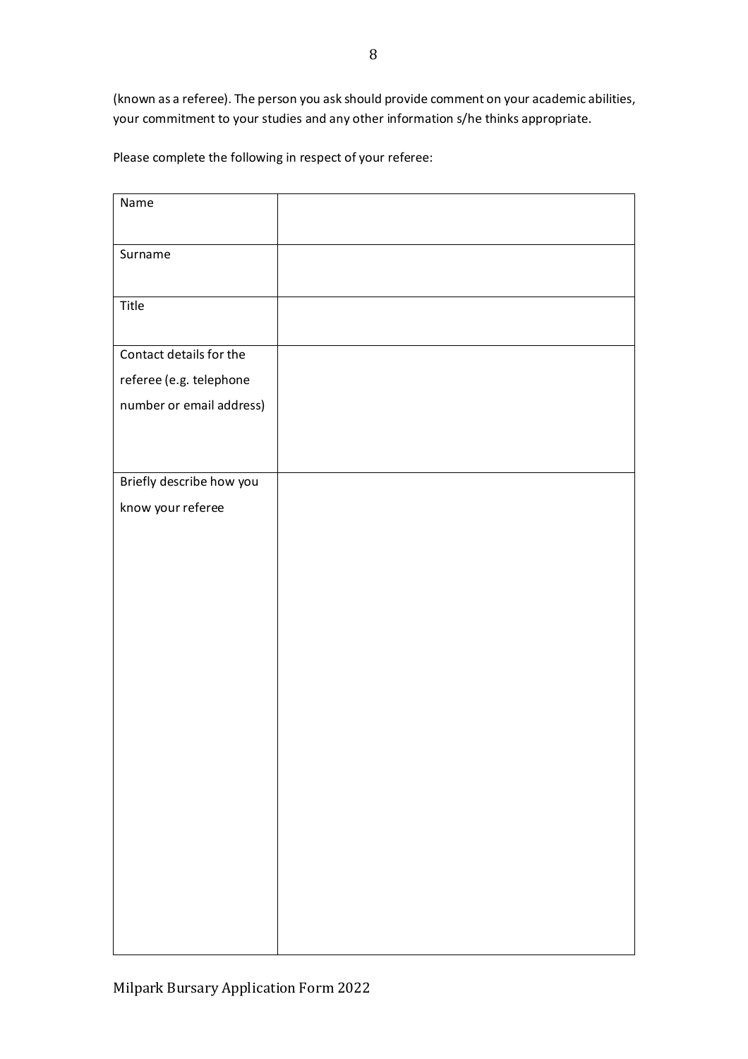(known as a referee). The person you ask should provide comment on your academic abilities, your commitment to your studies and any other information s/he thinks appropriate.

Please complete the following in respect of your referee:

| | |
|---|---|
| Name | |
| Surname | |
| Title | |
| Contact details for the referee (e.g. telephone number or email address) | |
| Briefly describe how you know your referee | |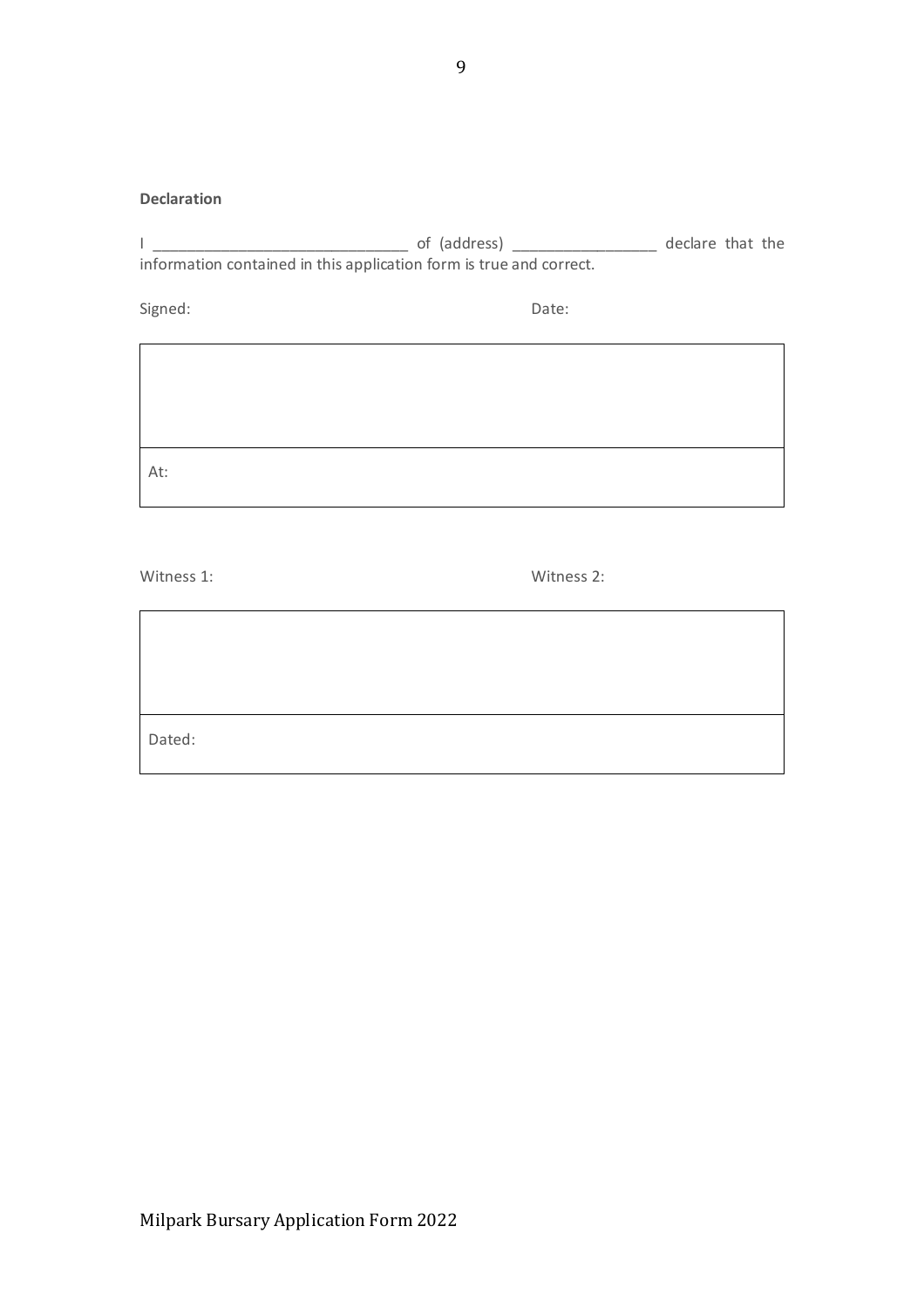**Declaration**

I ______________________________ of (address) _________________ declare that the information contained in this application form is true and correct.

Signed: Date:

| |
|---|
| |
| At: |

Witness 1: Witness 2:

| |
|---|
| |
| Dated: |